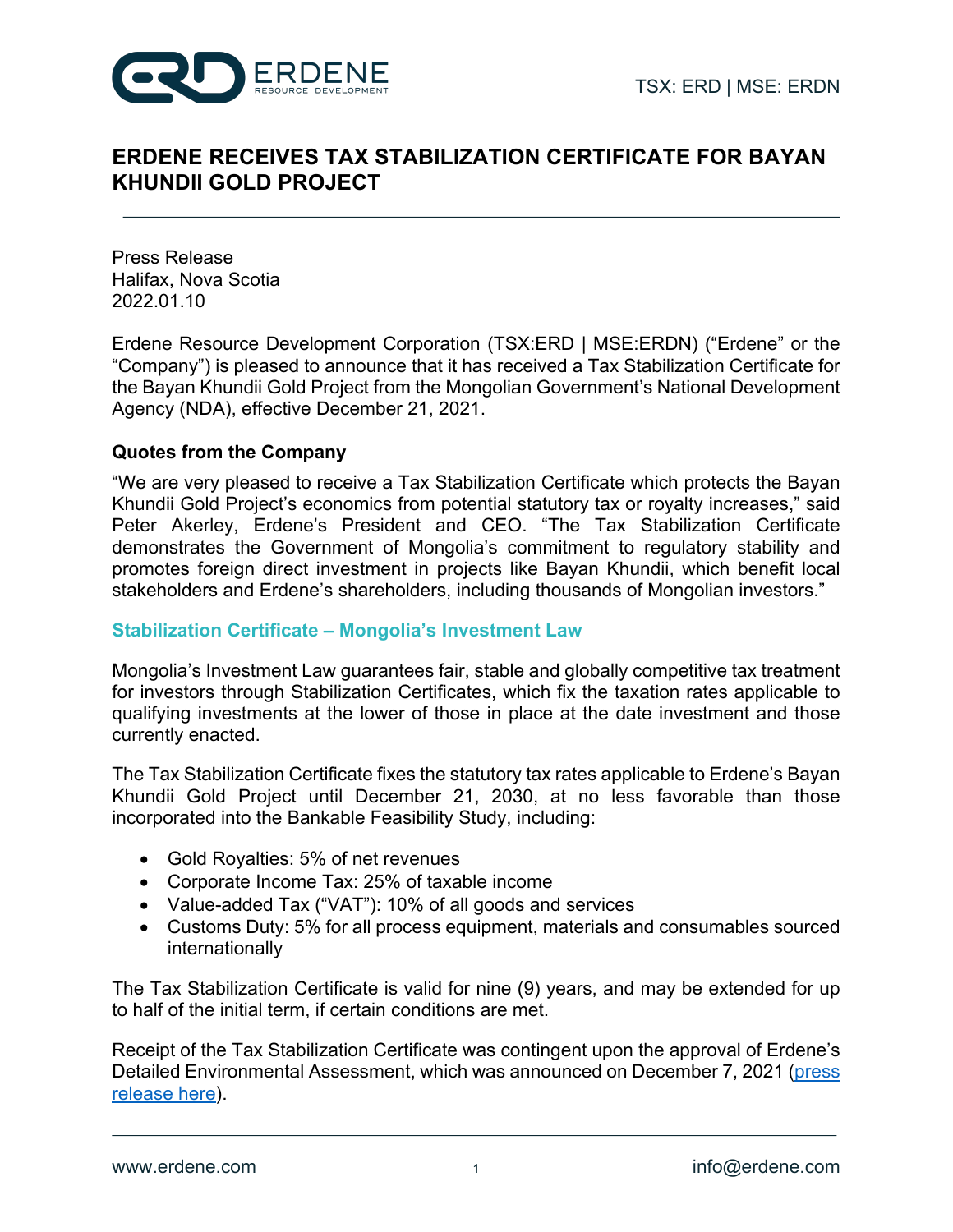# ERDENE RECEIVES TAX STABILIZATION CERTIFICATE FOR BAYAN KHUNDII GOLD PROJECT

Press Release
Halifax, Nova Scotia
2022.01.10

Erdene Resource Development Corporation (TSX:ERD | MSE:ERDN) ("Erdene" or the "Company") is pleased to announce that it has received a Tax Stabilization Certificate for the Bayan Khundii Gold Project from the Mongolian Government's National Development Agency (NDA), effective December 21, 2021.

**Quotes from the Company**

"We are very pleased to receive a Tax Stabilization Certificate which protects the Bayan Khundii Gold Project's economics from potential statutory tax or royalty increases," said Peter Akerley, Erdene's President and CEO. "The Tax Stabilization Certificate demonstrates the Government of Mongolia's commitment to regulatory stability and promotes foreign direct investment in projects like Bayan Khundii, which benefit local stakeholders and Erdene's shareholders, including thousands of Mongolian investors."

## Stabilization Certificate – Mongolia's Investment Law

Mongolia's Investment Law guarantees fair, stable and globally competitive tax treatment for investors through Stabilization Certificates, which fix the taxation rates applicable to qualifying investments at the lower of those in place at the date investment and those currently enacted.

The Tax Stabilization Certificate fixes the statutory tax rates applicable to Erdene's Bayan Khundii Gold Project until December 21, 2030, at no less favorable than those incorporated into the Bankable Feasibility Study, including:

- Gold Royalties: 5% of net revenues
- Corporate Income Tax: 25% of taxable income
- Value-added Tax ("VAT"): 10% of all goods and services
- Customs Duty: 5% for all process equipment, materials and consumables sourced internationally

The Tax Stabilization Certificate is valid for nine (9) years, and may be extended for up to half of the initial term, if certain conditions are met.

Receipt of the Tax Stabilization Certificate was contingent upon the approval of Erdene's Detailed Environmental Assessment, which was announced on December 7, 2021 (press release here).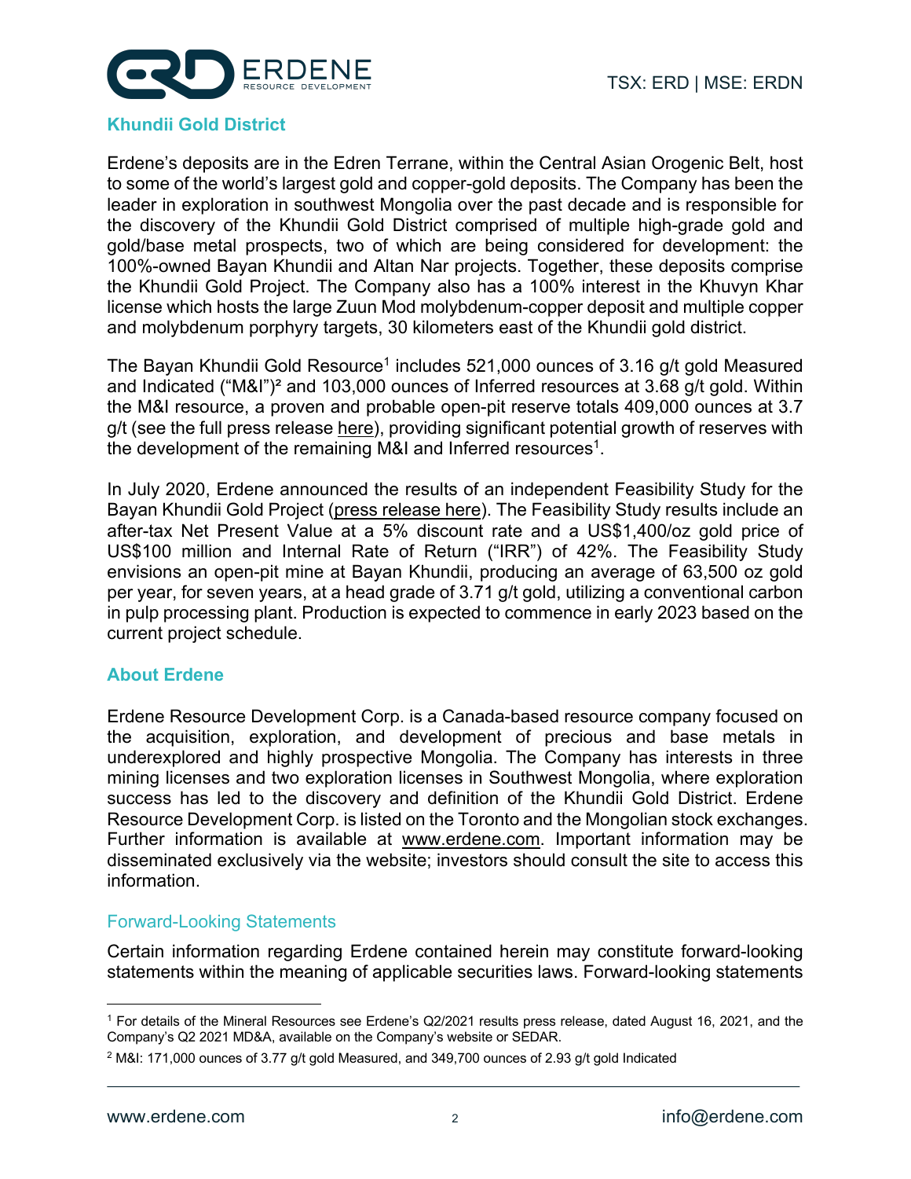## Khundii Gold District

Erdene's deposits are in the Edren Terrane, within the Central Asian Orogenic Belt, host to some of the world's largest gold and copper-gold deposits. The Company has been the leader in exploration in southwest Mongolia over the past decade and is responsible for the discovery of the Khundii Gold District comprised of multiple high-grade gold and gold/base metal prospects, two of which are being considered for development: the 100%-owned Bayan Khundii and Altan Nar projects. Together, these deposits comprise the Khundii Gold Project. The Company also has a 100% interest in the Khuvyn Khar license which hosts the large Zuun Mod molybdenum-copper deposit and multiple copper and molybdenum porphyry targets, 30 kilometers east of the Khundii gold district.

The Bayan Khundii Gold Resource[1] includes 521,000 ounces of 3.16 g/t gold Measured and Indicated ("M&I")[2] and 103,000 ounces of Inferred resources at 3.68 g/t gold. Within the M&I resource, a proven and probable open-pit reserve totals 409,000 ounces at 3.7 g/t (see the full press release here), providing significant potential growth of reserves with the development of the remaining M&I and Inferred resources[1].

In July 2020, Erdene announced the results of an independent Feasibility Study for the Bayan Khundii Gold Project (press release here). The Feasibility Study results include an after-tax Net Present Value at a 5% discount rate and a US$1,400/oz gold price of US$100 million and Internal Rate of Return ("IRR") of 42%. The Feasibility Study envisions an open-pit mine at Bayan Khundii, producing an average of 63,500 oz gold per year, for seven years, at a head grade of 3.71 g/t gold, utilizing a conventional carbon in pulp processing plant. Production is expected to commence in early 2023 based on the current project schedule.

## About Erdene

Erdene Resource Development Corp. is a Canada-based resource company focused on the acquisition, exploration, and development of precious and base metals in underexplored and highly prospective Mongolia. The Company has interests in three mining licenses and two exploration licenses in Southwest Mongolia, where exploration success has led to the discovery and definition of the Khundii Gold District. Erdene Resource Development Corp. is listed on the Toronto and the Mongolian stock exchanges. Further information is available at www.erdene.com. Important information may be disseminated exclusively via the website; investors should consult the site to access this information.

## Forward-Looking Statements

Certain information regarding Erdene contained herein may constitute forward-looking statements within the meaning of applicable securities laws. Forward-looking statements

---

[1] For details of the Mineral Resources see Erdene's Q2/2021 results press release, dated August 16, 2021, and the Company's Q2 2021 MD&A, available on the Company's website or SEDAR.

[2] M&I: 171,000 ounces of 3.77 g/t gold Measured, and 349,700 ounces of 2.93 g/t gold Indicated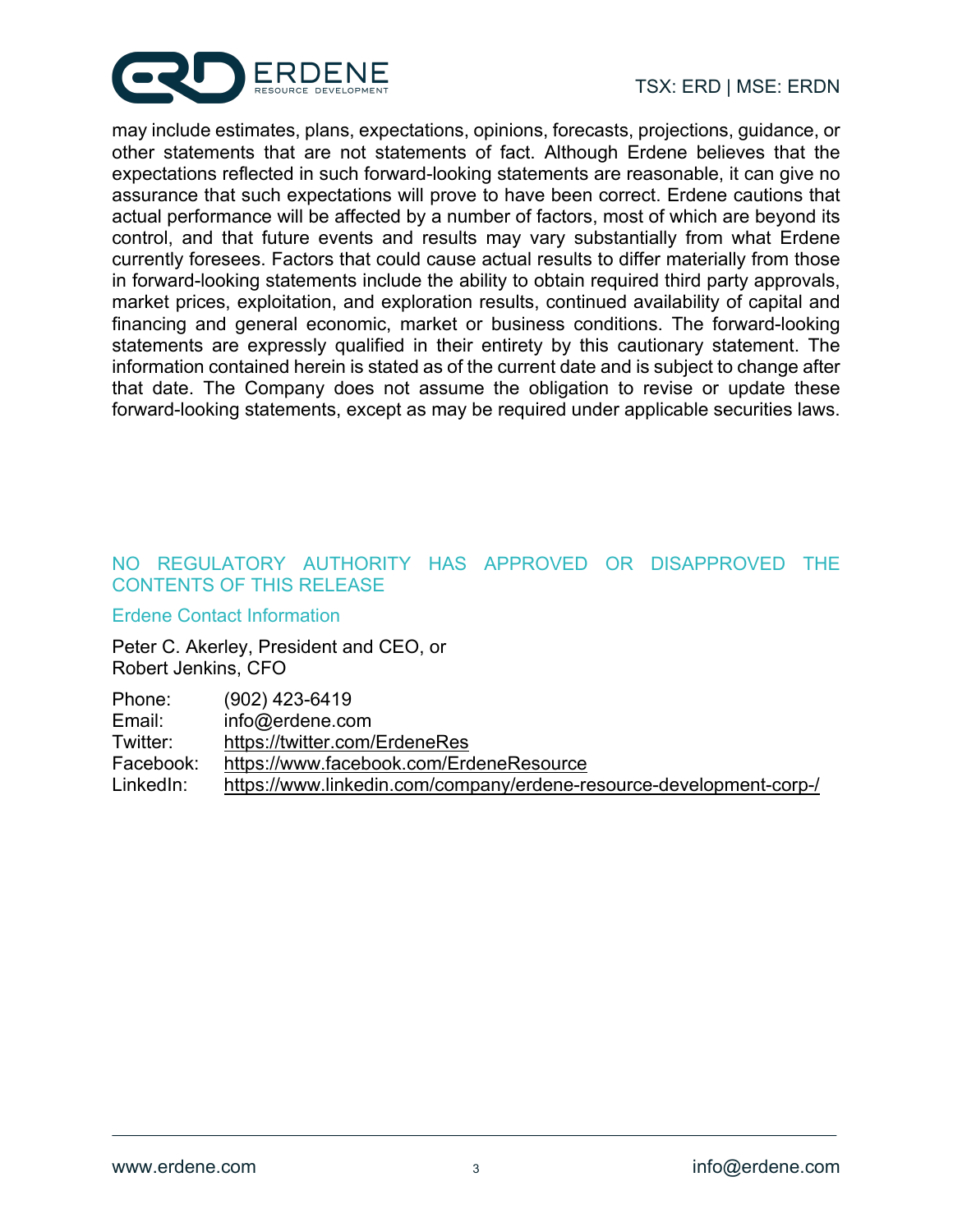may include estimates, plans, expectations, opinions, forecasts, projections, guidance, or other statements that are not statements of fact. Although Erdene believes that the expectations reflected in such forward-looking statements are reasonable, it can give no assurance that such expectations will prove to have been correct. Erdene cautions that actual performance will be affected by a number of factors, most of which are beyond its control, and that future events and results may vary substantially from what Erdene currently foresees. Factors that could cause actual results to differ materially from those in forward-looking statements include the ability to obtain required third party approvals, market prices, exploitation, and exploration results, continued availability of capital and financing and general economic, market or business conditions. The forward-looking statements are expressly qualified in their entirety by this cautionary statement. The information contained herein is stated as of the current date and is subject to change after that date. The Company does not assume the obligation to revise or update these forward-looking statements, except as may be required under applicable securities laws.

NO REGULATORY AUTHORITY HAS APPROVED OR DISAPPROVED THE CONTENTS OF THIS RELEASE

## Erdene Contact Information

Peter C. Akerley, President and CEO, or
Robert Jenkins, CFO

| | |
|---|---|
| Phone: | (902) 423-6419 |
| Email: | info@erdene.com |
| Twitter: | https://twitter.com/ErdeneRes |
| Facebook: | https://www.facebook.com/ErdeneResource |
| LinkedIn: | https://www.linkedin.com/company/erdene-resource-development-corp-/ |